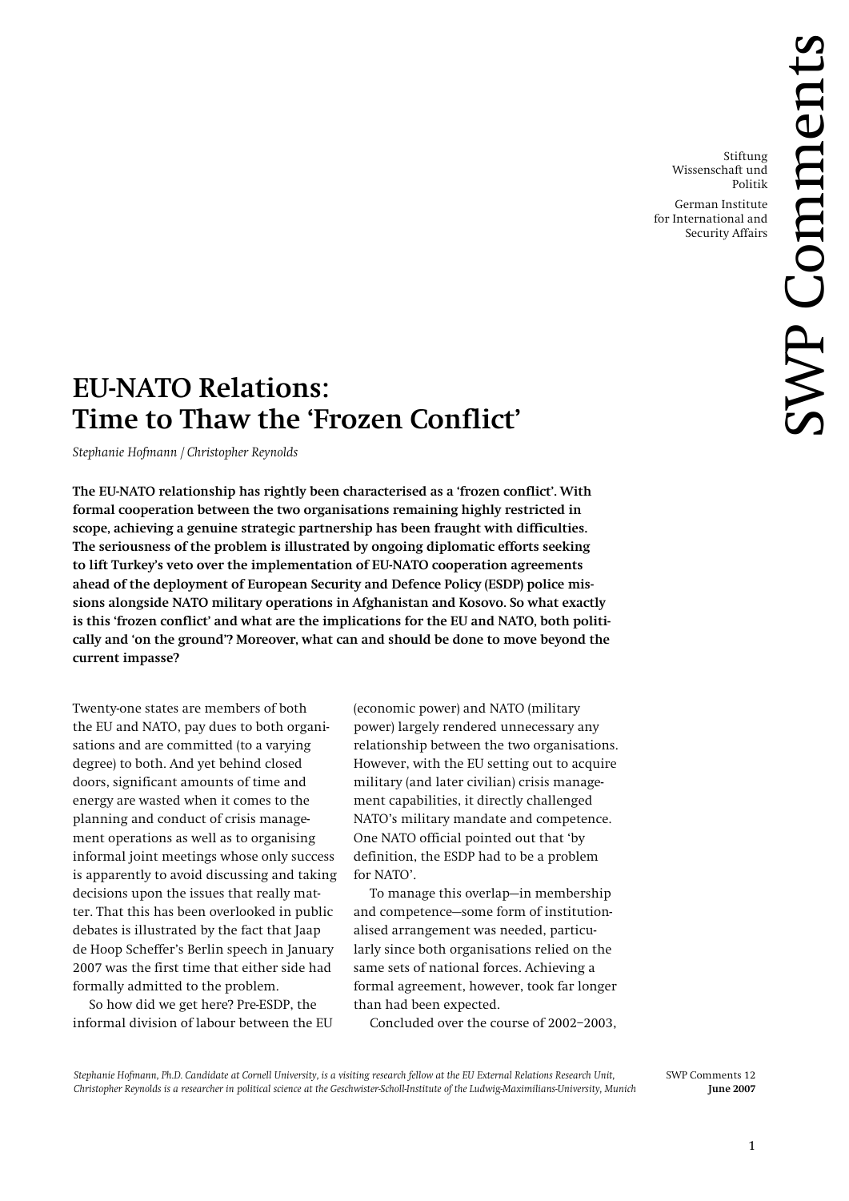Stiftung Wissenschaft und Politik

German Institute for International and Security Affairs

SWP Comments

# EU-NATO Relations: Time to Thaw the 'Frozen Conflict'

*Stephanie Hofmann / Christopher Reynolds*

**The EU-NATO relationship has rightly been characterised as a 'frozen conflict'. With formal cooperation between the two organisations remaining highly restricted in scope, achieving a genuine strategic partnership has been fraught with difficulties. The seriousness of the problem is illustrated by ongoing diplomatic efforts seeking to lift Turkey's veto over the implementation of EU-NATO cooperation agreements ahead of the deployment of European Security and Defence Policy (ESDP) police missions alongside NATO military operations in Afghanistan and Kosovo. So what exactly is this 'frozen conflict' and what are the implications for the EU and NATO, both politically and 'on the ground'? Moreover, what can and should be done to move beyond the current impasse?**

Twenty-one states are members of both the EU and NATO, pay dues to both organisations and are committed (to a varying degree) to both. And yet behind closed doors, significant amounts of time and energy are wasted when it comes to the planning and conduct of crisis management operations as well as to organising informal joint meetings whose only success is apparently to avoid discussing and taking decisions upon the issues that really matter. That this has been overlooked in public debates is illustrated by the fact that Jaap de Hoop Scheffer's Berlin speech in January 2007 was the first time that either side had formally admitted to the problem.

So how did we get here? Pre-ESDP, the informal division of labour between the EU (economic power) and NATO (military power) largely rendered unnecessary any relationship between the two organisations. However, with the EU setting out to acquire military (and later civilian) crisis management capabilities, it directly challenged NATO's military mandate and competence. One NATO official pointed out that 'by definition, the ESDP had to be a problem for NATO'.

To manage this overlap—in membership and competence—some form of institutionalised arrangement was needed, particularly since both organisations relied on the same sets of national forces. Achieving a formal agreement, however, took far longer than had been expected.

Concluded over the course of 2002–2003,

*Stephanie Hofmann, Ph.D. Candidate at Cornell University, is a visiting research fellow at the EU External Relations Research Unit, Christopher Reynolds is a researcher in political science at the Geschwister-Scholl-Institute of the Ludwig-Maximilians-University, Munich*

SWP Comments 12
**June 2007**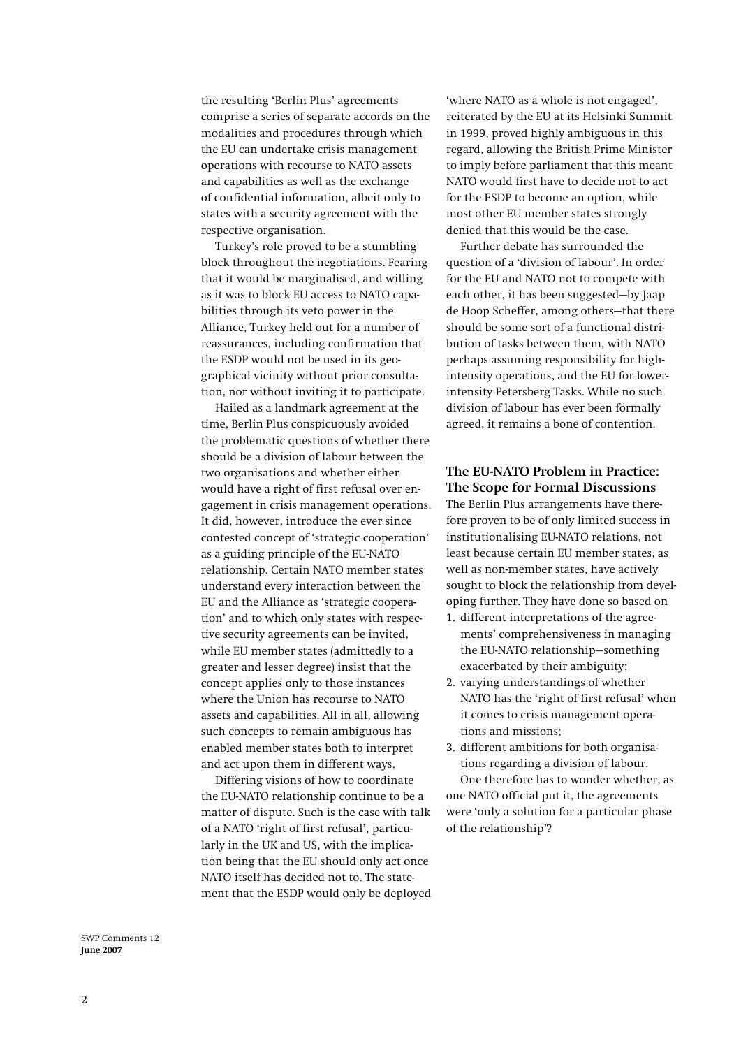the resulting 'Berlin Plus' agreements comprise a series of separate accords on the modalities and procedures through which the EU can undertake crisis management operations with recourse to NATO assets and capabilities as well as the exchange of confidential information, albeit only to states with a security agreement with the respective organisation.

Turkey's role proved to be a stumbling block throughout the negotiations. Fearing that it would be marginalised, and willing as it was to block EU access to NATO capabilities through its veto power in the Alliance, Turkey held out for a number of reassurances, including confirmation that the ESDP would not be used in its geographical vicinity without prior consultation, nor without inviting it to participate.

Hailed as a landmark agreement at the time, Berlin Plus conspicuously avoided the problematic questions of whether there should be a division of labour between the two organisations and whether either would have a right of first refusal over engagement in crisis management operations. It did, however, introduce the ever since contested concept of 'strategic cooperation' as a guiding principle of the EU-NATO relationship. Certain NATO member states understand every interaction between the EU and the Alliance as 'strategic cooperation' and to which only states with respective security agreements can be invited, while EU member states (admittedly to a greater and lesser degree) insist that the concept applies only to those instances where the Union has recourse to NATO assets and capabilities. All in all, allowing such concepts to remain ambiguous has enabled member states both to interpret and act upon them in different ways.

Differing visions of how to coordinate the EU-NATO relationship continue to be a matter of dispute. Such is the case with talk of a NATO 'right of first refusal', particularly in the UK and US, with the implication being that the EU should only act once NATO itself has decided not to. The statement that the ESDP would only be deployed 'where NATO as a whole is not engaged', reiterated by the EU at its Helsinki Summit in 1999, proved highly ambiguous in this regard, allowing the British Prime Minister to imply before parliament that this meant NATO would first have to decide not to act for the ESDP to become an option, while most other EU member states strongly denied that this would be the case.

Further debate has surrounded the question of a 'division of labour'. In order for the EU and NATO not to compete with each other, it has been suggested—by Jaap de Hoop Scheffer, among others—that there should be some sort of a functional distribution of tasks between them, with NATO perhaps assuming responsibility for high-intensity operations, and the EU for lower-intensity Petersberg Tasks. While no such division of labour has ever been formally agreed, it remains a bone of contention.

## The EU-NATO Problem in Practice: The Scope for Formal Discussions

The Berlin Plus arrangements have therefore proven to be of only limited success in institutionalising EU-NATO relations, not least because certain EU member states, as well as non-member states, have actively sought to block the relationship from developing further. They have done so based on

1. different interpretations of the agreements' comprehensiveness in managing the EU-NATO relationship—something exacerbated by their ambiguity;
2. varying understandings of whether NATO has the 'right of first refusal' when it comes to crisis management operations and missions;
3. different ambitions for both organisations regarding a division of labour.

One therefore has to wonder whether, as one NATO official put it, the agreements were 'only a solution for a particular phase of the relationship'?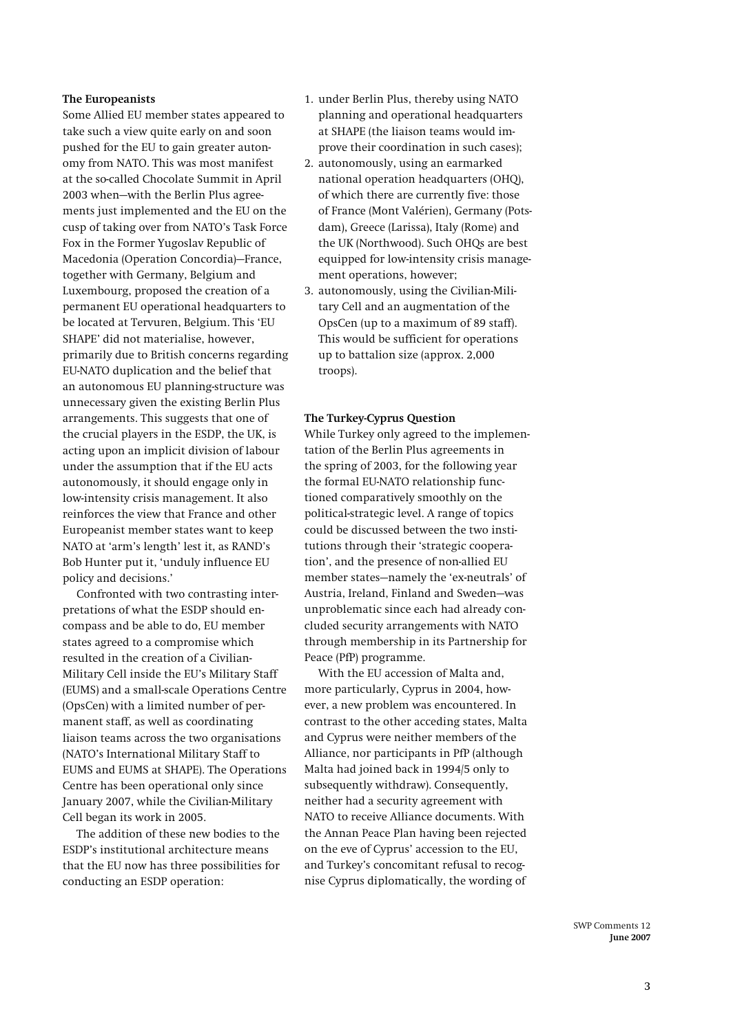### The Europeanists

Some Allied EU member states appeared to take such a view quite early on and soon pushed for the EU to gain greater autonomy from NATO. This was most manifest at the so-called Chocolate Summit in April 2003 when—with the Berlin Plus agreements just implemented and the EU on the cusp of taking over from NATO's Task Force Fox in the Former Yugoslav Republic of Macedonia (Operation Concordia)—France, together with Germany, Belgium and Luxembourg, proposed the creation of a permanent EU operational headquarters to be located at Tervuren, Belgium. This 'EU SHAPE' did not materialise, however, primarily due to British concerns regarding EU-NATO duplication and the belief that an autonomous EU planning-structure was unnecessary given the existing Berlin Plus arrangements. This suggests that one of the crucial players in the ESDP, the UK, is acting upon an implicit division of labour under the assumption that if the EU acts autonomously, it should engage only in low-intensity crisis management. It also reinforces the view that France and other Europeanist member states want to keep NATO at 'arm's length' lest it, as RAND's Bob Hunter put it, 'unduly influence EU policy and decisions.'

Confronted with two contrasting interpretations of what the ESDP should encompass and be able to do, EU member states agreed to a compromise which resulted in the creation of a Civilian-Military Cell inside the EU's Military Staff (EUMS) and a small-scale Operations Centre (OpsCen) with a limited number of permanent staff, as well as coordinating liaison teams across the two organisations (NATO's International Military Staff to EUMS and EUMS at SHAPE). The Operations Centre has been operational only since January 2007, while the Civilian-Military Cell began its work in 2005.

The addition of these new bodies to the ESDP's institutional architecture means that the EU now has three possibilities for conducting an ESDP operation:

1. under Berlin Plus, thereby using NATO planning and operational headquarters at SHAPE (the liaison teams would improve their coordination in such cases);
2. autonomously, using an earmarked national operation headquarters (OHQ), of which there are currently five: those of France (Mont Valérien), Germany (Potsdam), Greece (Larissa), Italy (Rome) and the UK (Northwood). Such OHQs are best equipped for low-intensity crisis management operations, however;
3. autonomously, using the Civilian-Military Cell and an augmentation of the OpsCen (up to a maximum of 89 staff). This would be sufficient for operations up to battalion size (approx. 2,000 troops).

### The Turkey-Cyprus Question

While Turkey only agreed to the implementation of the Berlin Plus agreements in the spring of 2003, for the following year the formal EU-NATO relationship functioned comparatively smoothly on the political-strategic level. A range of topics could be discussed between the two institutions through their 'strategic cooperation', and the presence of non-allied EU member states—namely the 'ex-neutrals' of Austria, Ireland, Finland and Sweden—was unproblematic since each had already concluded security arrangements with NATO through membership in its Partnership for Peace (PfP) programme.

With the EU accession of Malta and, more particularly, Cyprus in 2004, however, a new problem was encountered. In contrast to the other acceding states, Malta and Cyprus were neither members of the Alliance, nor participants in PfP (although Malta had joined back in 1994/5 only to subsequently withdraw). Consequently, neither had a security agreement with NATO to receive Alliance documents. With the Annan Peace Plan having been rejected on the eve of Cyprus' accession to the EU, and Turkey's concomitant refusal to recognise Cyprus diplomatically, the wording of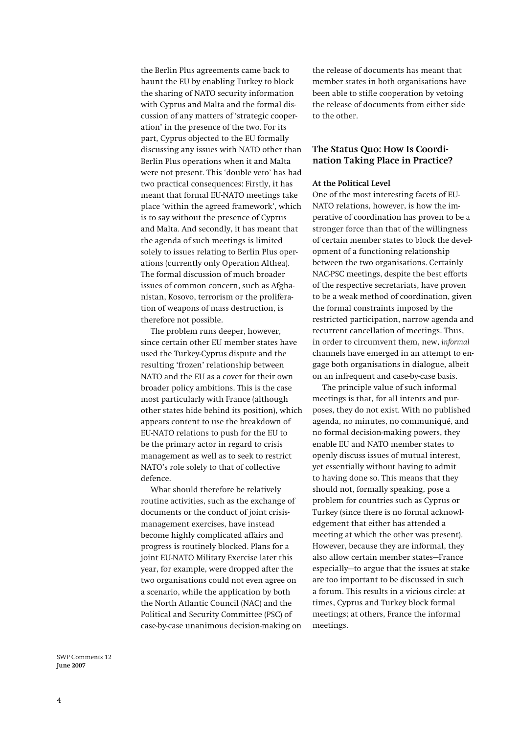the Berlin Plus agreements came back to haunt the EU by enabling Turkey to block the sharing of NATO security information with Cyprus and Malta and the formal discussion of any matters of 'strategic cooperation' in the presence of the two. For its part, Cyprus objected to the EU formally discussing any issues with NATO other than Berlin Plus operations when it and Malta were not present. This 'double veto' has had two practical consequences: Firstly, it has meant that formal EU-NATO meetings take place 'within the agreed framework', which is to say without the presence of Cyprus and Malta. And secondly, it has meant that the agenda of such meetings is limited solely to issues relating to Berlin Plus operations (currently only Operation Althea). The formal discussion of much broader issues of common concern, such as Afghanistan, Kosovo, terrorism or the proliferation of weapons of mass destruction, is therefore not possible.

The problem runs deeper, however, since certain other EU member states have used the Turkey-Cyprus dispute and the resulting 'frozen' relationship between NATO and the EU as a cover for their own broader policy ambitions. This is the case most particularly with France (although other states hide behind its position), which appears content to use the breakdown of EU-NATO relations to push for the EU to be the primary actor in regard to crisis management as well as to seek to restrict NATO's role solely to that of collective defence.

What should therefore be relatively routine activities, such as the exchange of documents or the conduct of joint crisis-management exercises, have instead become highly complicated affairs and progress is routinely blocked. Plans for a joint EU-NATO Military Exercise later this year, for example, were dropped after the two organisations could not even agree on a scenario, while the application by both the North Atlantic Council (NAC) and the Political and Security Committee (PSC) of case-by-case unanimous decision-making on the release of documents has meant that member states in both organisations have been able to stifle cooperation by vetoing the release of documents from either side to the other.

## The Status Quo: How Is Coordination Taking Place in Practice?

### At the Political Level

One of the most interesting facets of EU-NATO relations, however, is how the imperative of coordination has proven to be a stronger force than that of the willingness of certain member states to block the development of a functioning relationship between the two organisations. Certainly NAC-PSC meetings, despite the best efforts of the respective secretariats, have proven to be a weak method of coordination, given the formal constraints imposed by the restricted participation, narrow agenda and recurrent cancellation of meetings. Thus, in order to circumvent them, new, *informal* channels have emerged in an attempt to engage both organisations in dialogue, albeit on an infrequent and case-by-case basis.

The principle value of such informal meetings is that, for all intents and purposes, they do not exist. With no published agenda, no minutes, no communiqué, and no formal decision-making powers, they enable EU and NATO member states to openly discuss issues of mutual interest, yet essentially without having to admit to having done so. This means that they should not, formally speaking, pose a problem for countries such as Cyprus or Turkey (since there is no formal acknowledgement that either has attended a meeting at which the other was present). However, because they are informal, they also allow certain member states—France especially—to argue that the issues at stake are too important to be discussed in such a forum. This results in a vicious circle: at times, Cyprus and Turkey block formal meetings; at others, France the informal meetings.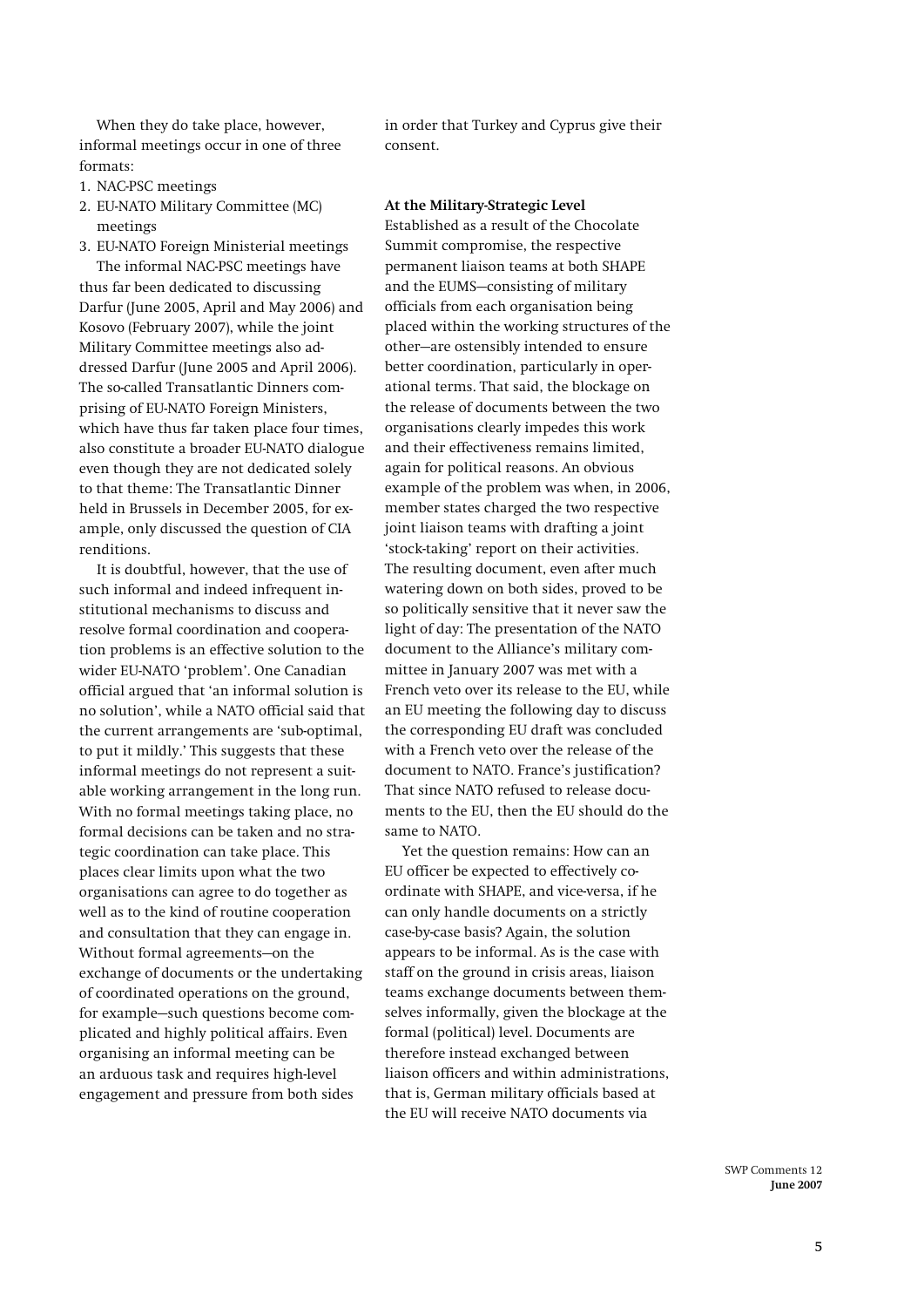When they do take place, however, informal meetings occur in one of three formats:

1. NAC-PSC meetings
2. EU-NATO Military Committee (MC) meetings
3. EU-NATO Foreign Ministerial meetings

The informal NAC-PSC meetings have thus far been dedicated to discussing Darfur (June 2005, April and May 2006) and Kosovo (February 2007), while the joint Military Committee meetings also addressed Darfur (June 2005 and April 2006). The so-called Transatlantic Dinners comprising of EU-NATO Foreign Ministers, which have thus far taken place four times, also constitute a broader EU-NATO dialogue even though they are not dedicated solely to that theme: The Transatlantic Dinner held in Brussels in December 2005, for example, only discussed the question of CIA renditions.

It is doubtful, however, that the use of such informal and indeed infrequent institutional mechanisms to discuss and resolve formal coordination and cooperation problems is an effective solution to the wider EU-NATO 'problem'. One Canadian official argued that 'an informal solution is no solution', while a NATO official said that the current arrangements are 'sub-optimal, to put it mildly.' This suggests that these informal meetings do not represent a suitable working arrangement in the long run. With no formal meetings taking place, no formal decisions can be taken and no strategic coordination can take place. This places clear limits upon what the two organisations can agree to do together as well as to the kind of routine cooperation and consultation that they can engage in. Without formal agreements—on the exchange of documents or the undertaking of coordinated operations on the ground, for example—such questions become complicated and highly political affairs. Even organising an informal meeting can be an arduous task and requires high-level engagement and pressure from both sides in order that Turkey and Cyprus give their consent.

**At the Military-Strategic Level**

Established as a result of the Chocolate Summit compromise, the respective permanent liaison teams at both SHAPE and the EUMS—consisting of military officials from each organisation being placed within the working structures of the other—are ostensibly intended to ensure better coordination, particularly in operational terms. That said, the blockage on the release of documents between the two organisations clearly impedes this work and their effectiveness remains limited, again for political reasons. An obvious example of the problem was when, in 2006, member states charged the two respective joint liaison teams with drafting a joint 'stock-taking' report on their activities. The resulting document, even after much watering down on both sides, proved to be so politically sensitive that it never saw the light of day: The presentation of the NATO document to the Alliance's military committee in January 2007 was met with a French veto over its release to the EU, while an EU meeting the following day to discuss the corresponding EU draft was concluded with a French veto over the release of the document to NATO. France's justification? That since NATO refused to release documents to the EU, then the EU should do the same to NATO.

Yet the question remains: How can an EU officer be expected to effectively coordinate with SHAPE, and vice-versa, if he can only handle documents on a strictly case-by-case basis? Again, the solution appears to be informal. As is the case with staff on the ground in crisis areas, liaison teams exchange documents between themselves informally, given the blockage at the formal (political) level. Documents are therefore instead exchanged between liaison officers and within administrations, that is, German military officials based at the EU will receive NATO documents via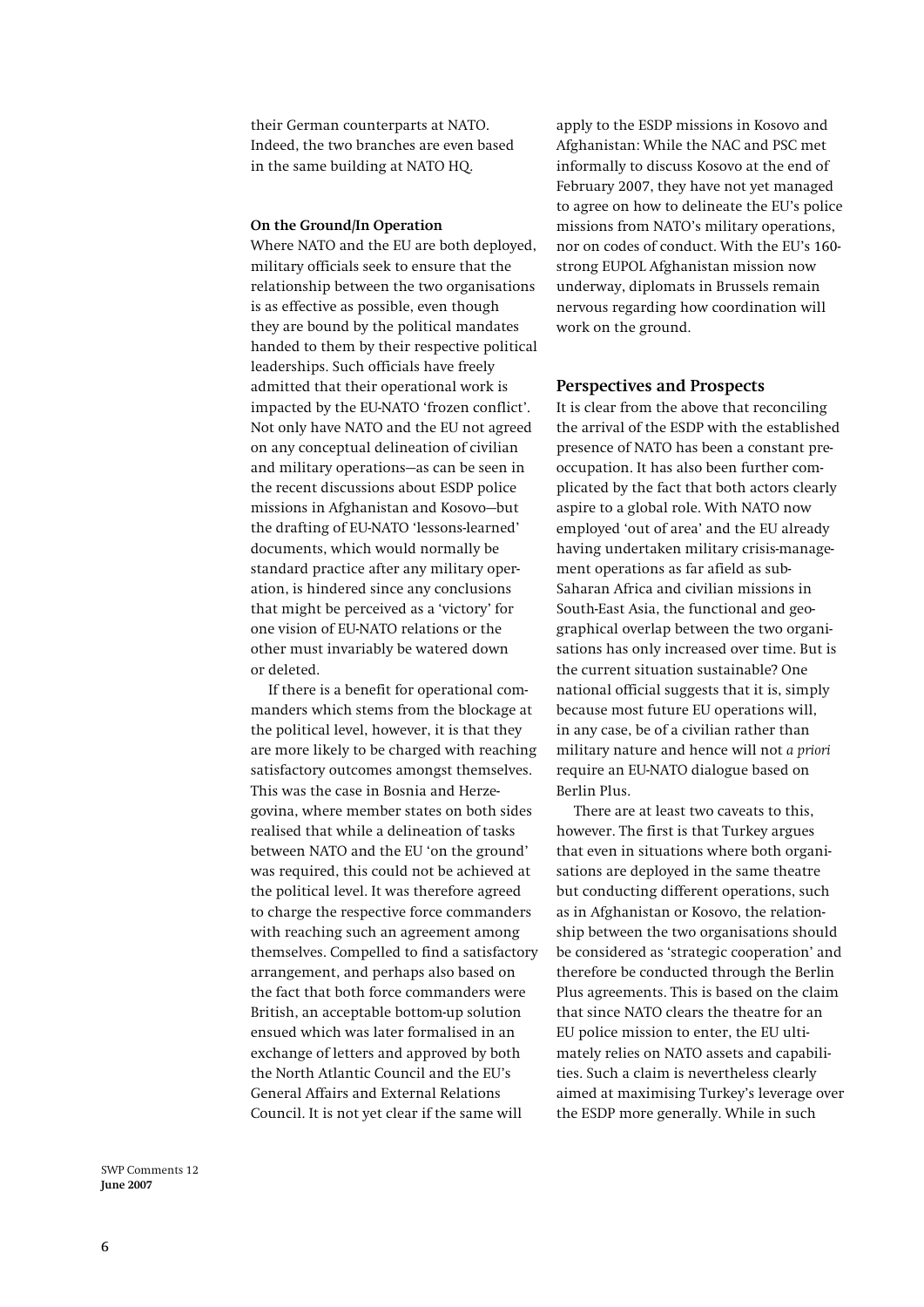their German counterparts at NATO. Indeed, the two branches are even based in the same building at NATO HQ.

#### On the Ground/In Operation

Where NATO and the EU are both deployed, military officials seek to ensure that the relationship between the two organisations is as effective as possible, even though they are bound by the political mandates handed to them by their respective political leaderships. Such officials have freely admitted that their operational work is impacted by the EU-NATO 'frozen conflict'. Not only have NATO and the EU not agreed on any conceptual delineation of civilian and military operations—as can be seen in the recent discussions about ESDP police missions in Afghanistan and Kosovo—but the drafting of EU-NATO 'lessons-learned' documents, which would normally be standard practice after any military operation, is hindered since any conclusions that might be perceived as a 'victory' for one vision of EU-NATO relations or the other must invariably be watered down or deleted.

If there is a benefit for operational commanders which stems from the blockage at the political level, however, it is that they are more likely to be charged with reaching satisfactory outcomes amongst themselves. This was the case in Bosnia and Herzegovina, where member states on both sides realised that while a delineation of tasks between NATO and the EU 'on the ground' was required, this could not be achieved at the political level. It was therefore agreed to charge the respective force commanders with reaching such an agreement among themselves. Compelled to find a satisfactory arrangement, and perhaps also based on the fact that both force commanders were British, an acceptable bottom-up solution ensued which was later formalised in an exchange of letters and approved by both the North Atlantic Council and the EU's General Affairs and External Relations Council. It is not yet clear if the same will apply to the ESDP missions in Kosovo and Afghanistan: While the NAC and PSC met informally to discuss Kosovo at the end of February 2007, they have not yet managed to agree on how to delineate the EU's police missions from NATO's military operations, nor on codes of conduct. With the EU's 160-strong EUPOL Afghanistan mission now underway, diplomats in Brussels remain nervous regarding how coordination will work on the ground.

### Perspectives and Prospects

It is clear from the above that reconciling the arrival of the ESDP with the established presence of NATO has been a constant preoccupation. It has also been further complicated by the fact that both actors clearly aspire to a global role. With NATO now employed 'out of area' and the EU already having undertaken military crisis-management operations as far afield as sub-Saharan Africa and civilian missions in South-East Asia, the functional and geographical overlap between the two organisations has only increased over time. But is the current situation sustainable? One national official suggests that it is, simply because most future EU operations will, in any case, be of a civilian rather than military nature and hence will not *a priori* require an EU-NATO dialogue based on Berlin Plus.

There are at least two caveats to this, however. The first is that Turkey argues that even in situations where both organisations are deployed in the same theatre but conducting different operations, such as in Afghanistan or Kosovo, the relationship between the two organisations should be considered as 'strategic cooperation' and therefore be conducted through the Berlin Plus agreements. This is based on the claim that since NATO clears the theatre for an EU police mission to enter, the EU ultimately relies on NATO assets and capabilities. Such a claim is nevertheless clearly aimed at maximising Turkey's leverage over the ESDP more generally. While in such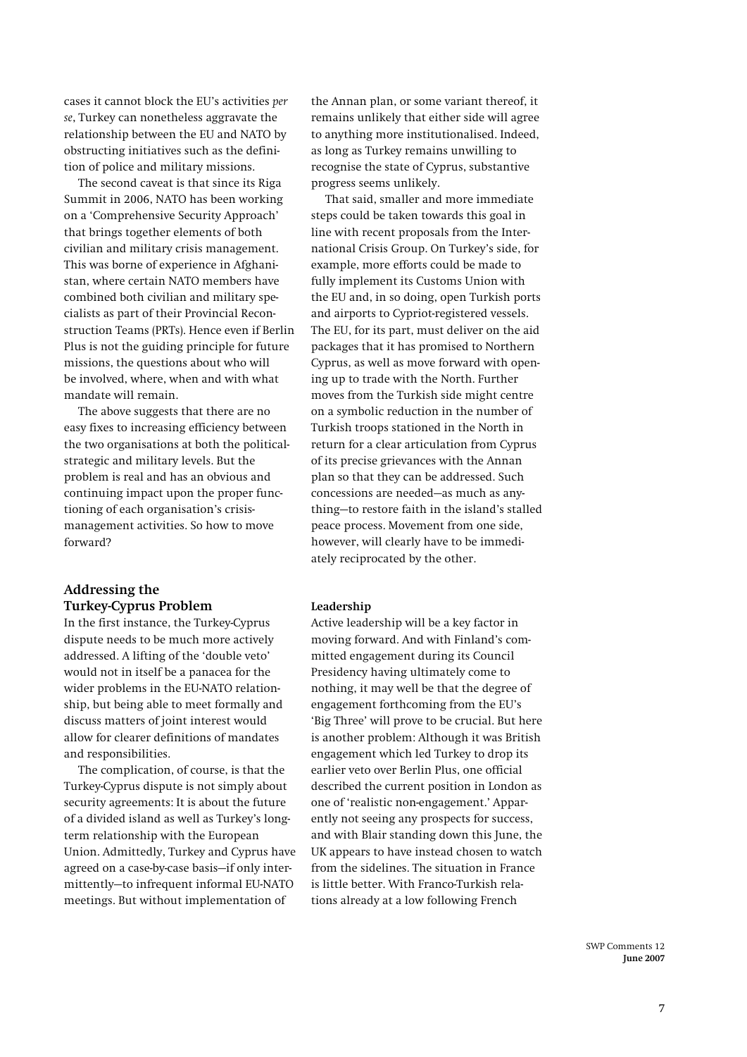cases it cannot block the EU's activities *per se*, Turkey can nonetheless aggravate the relationship between the EU and NATO by obstructing initiatives such as the definition of police and military missions.

The second caveat is that since its Riga Summit in 2006, NATO has been working on a 'Comprehensive Security Approach' that brings together elements of both civilian and military crisis management. This was borne of experience in Afghanistan, where certain NATO members have combined both civilian and military specialists as part of their Provincial Reconstruction Teams (PRTs). Hence even if Berlin Plus is not the guiding principle for future missions, the questions about who will be involved, where, when and with what mandate will remain.

The above suggests that there are no easy fixes to increasing efficiency between the two organisations at both the political-strategic and military levels. But the problem is real and has an obvious and continuing impact upon the proper functioning of each organisation's crisis-management activities. So how to move forward?

## Addressing the Turkey-Cyprus Problem

In the first instance, the Turkey-Cyprus dispute needs to be much more actively addressed. A lifting of the 'double veto' would not in itself be a panacea for the wider problems in the EU-NATO relationship, but being able to meet formally and discuss matters of joint interest would allow for clearer definitions of mandates and responsibilities.

The complication, of course, is that the Turkey-Cyprus dispute is not simply about security agreements: It is about the future of a divided island as well as Turkey's long-term relationship with the European Union. Admittedly, Turkey and Cyprus have agreed on a case-by-case basis—if only intermittently—to infrequent informal EU-NATO meetings. But without implementation of the Annan plan, or some variant thereof, it remains unlikely that either side will agree to anything more institutionalised. Indeed, as long as Turkey remains unwilling to recognise the state of Cyprus, substantive progress seems unlikely.

That said, smaller and more immediate steps could be taken towards this goal in line with recent proposals from the International Crisis Group. On Turkey's side, for example, more efforts could be made to fully implement its Customs Union with the EU and, in so doing, open Turkish ports and airports to Cypriot-registered vessels. The EU, for its part, must deliver on the aid packages that it has promised to Northern Cyprus, as well as move forward with opening up to trade with the North. Further moves from the Turkish side might centre on a symbolic reduction in the number of Turkish troops stationed in the North in return for a clear articulation from Cyprus of its precise grievances with the Annan plan so that they can be addressed. Such concessions are needed—as much as anything—to restore faith in the island's stalled peace process. Movement from one side, however, will clearly have to be immediately reciprocated by the other.

### Leadership

Active leadership will be a key factor in moving forward. And with Finland's committed engagement during its Council Presidency having ultimately come to nothing, it may well be that the degree of engagement forthcoming from the EU's 'Big Three' will prove to be crucial. But here is another problem: Although it was British engagement which led Turkey to drop its earlier veto over Berlin Plus, one official described the current position in London as one of 'realistic non-engagement.' Apparently not seeing any prospects for success, and with Blair standing down this June, the UK appears to have instead chosen to watch from the sidelines. The situation in France is little better. With Franco-Turkish relations already at a low following French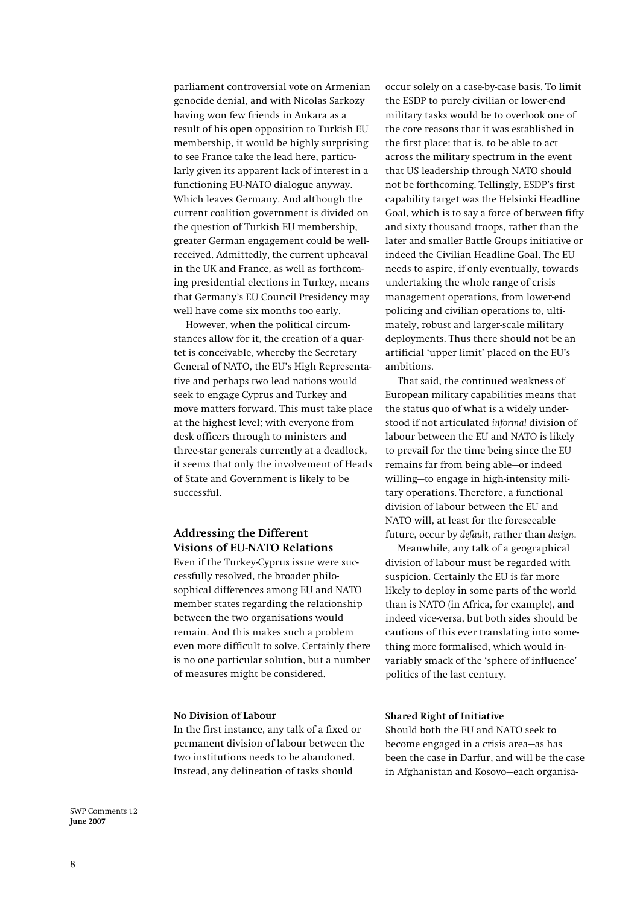parliament controversial vote on Armenian genocide denial, and with Nicolas Sarkozy having won few friends in Ankara as a result of his open opposition to Turkish EU membership, it would be highly surprising to see France take the lead here, particularly given its apparent lack of interest in a functioning EU-NATO dialogue anyway. Which leaves Germany. And although the current coalition government is divided on the question of Turkish EU membership, greater German engagement could be well-received. Admittedly, the current upheaval in the UK and France, as well as forthcoming presidential elections in Turkey, means that Germany's EU Council Presidency may well have come six months too early.

However, when the political circumstances allow for it, the creation of a quartet is conceivable, whereby the Secretary General of NATO, the EU's High Representative and perhaps two lead nations would seek to engage Cyprus and Turkey and move matters forward. This must take place at the highest level; with everyone from desk officers through to ministers and three-star generals currently at a deadlock, it seems that only the involvement of Heads of State and Government is likely to be successful.

## Addressing the Different Visions of EU-NATO Relations

Even if the Turkey-Cyprus issue were successfully resolved, the broader philosophical differences among EU and NATO member states regarding the relationship between the two organisations would remain. And this makes such a problem even more difficult to solve. Certainly there is no one particular solution, but a number of measures might be considered.

### No Division of Labour

In the first instance, any talk of a fixed or permanent division of labour between the two institutions needs to be abandoned. Instead, any delineation of tasks should occur solely on a case-by-case basis. To limit the ESDP to purely civilian or lower-end military tasks would be to overlook one of the core reasons that it was established in the first place: that is, to be able to act across the military spectrum in the event that US leadership through NATO should not be forthcoming. Tellingly, ESDP's first capability target was the Helsinki Headline Goal, which is to say a force of between fifty and sixty thousand troops, rather than the later and smaller Battle Groups initiative or indeed the Civilian Headline Goal. The EU needs to aspire, if only eventually, towards undertaking the whole range of crisis management operations, from lower-end policing and civilian operations to, ultimately, robust and larger-scale military deployments. Thus there should not be an artificial 'upper limit' placed on the EU's ambitions.

That said, the continued weakness of European military capabilities means that the status quo of what is a widely understood if not articulated *informal* division of labour between the EU and NATO is likely to prevail for the time being since the EU remains far from being able—or indeed willing—to engage in high-intensity military operations. Therefore, a functional division of labour between the EU and NATO will, at least for the foreseeable future, occur by *default*, rather than *design*.

Meanwhile, any talk of a geographical division of labour must be regarded with suspicion. Certainly the EU is far more likely to deploy in some parts of the world than is NATO (in Africa, for example), and indeed vice-versa, but both sides should be cautious of this ever translating into something more formalised, which would invariably smack of the 'sphere of influence' politics of the last century.

### Shared Right of Initiative

Should both the EU and NATO seek to become engaged in a crisis area—as has been the case in Darfur, and will be the case in Afghanistan and Kosovo—each organisa-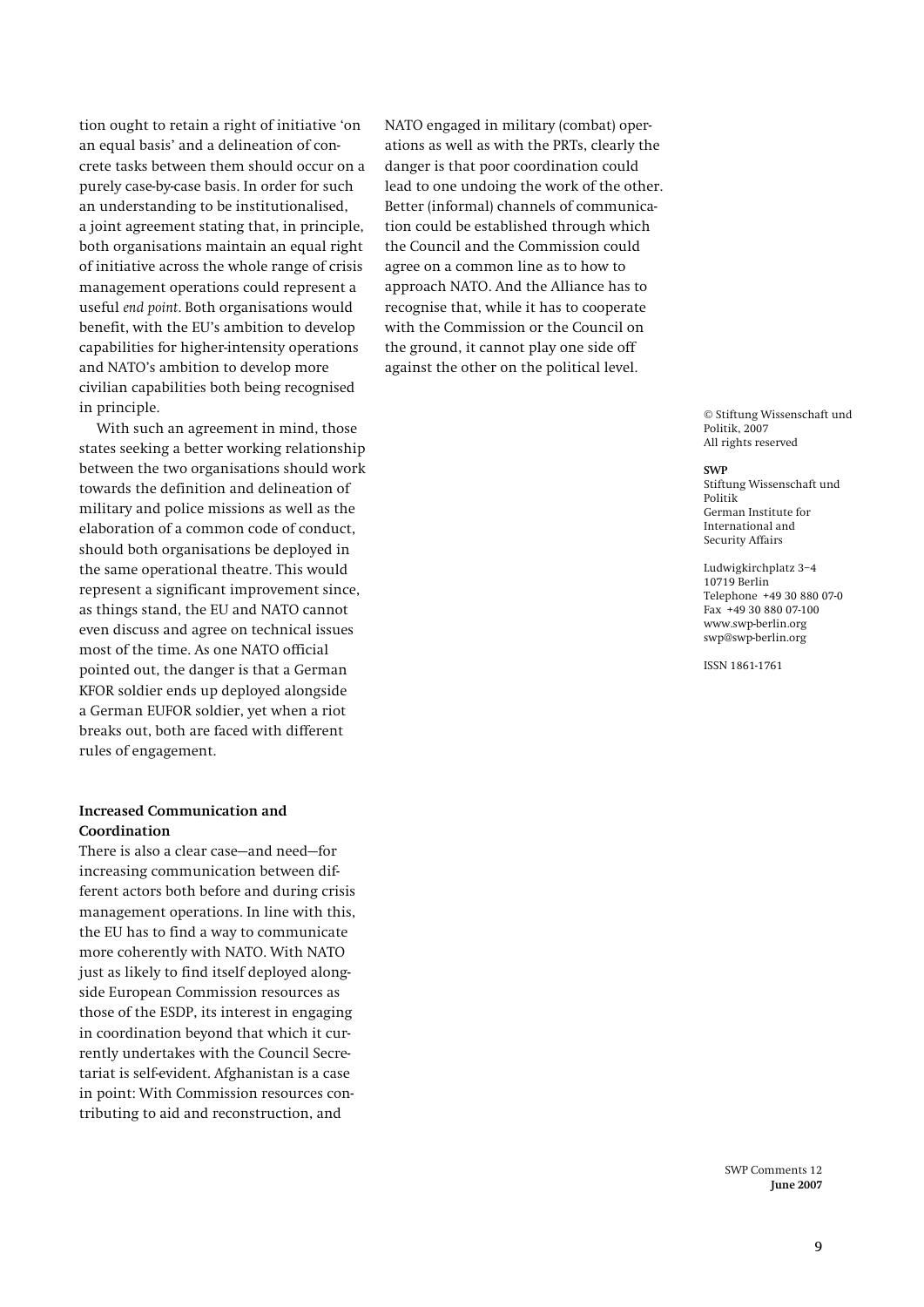tion ought to retain a right of initiative 'on an equal basis' and a delineation of concrete tasks between them should occur on a purely case-by-case basis. In order for such an understanding to be institutionalised, a joint agreement stating that, in principle, both organisations maintain an equal right of initiative across the whole range of crisis management operations could represent a useful *end point*. Both organisations would benefit, with the EU's ambition to develop capabilities for higher-intensity operations and NATO's ambition to develop more civilian capabilities both being recognised in principle.

With such an agreement in mind, those states seeking a better working relationship between the two organisations should work towards the definition and delineation of military and police missions as well as the elaboration of a common code of conduct, should both organisations be deployed in the same operational theatre. This would represent a significant improvement since, as things stand, the EU and NATO cannot even discuss and agree on technical issues most of the time. As one NATO official pointed out, the danger is that a German KFOR soldier ends up deployed alongside a German EUFOR soldier, yet when a riot breaks out, both are faced with different rules of engagement.

**Increased Communication and Coordination**

There is also a clear case—and need—for increasing communication between different actors both before and during crisis management operations. In line with this, the EU has to find a way to communicate more coherently with NATO. With NATO just as likely to find itself deployed alongside European Commission resources as those of the ESDP, its interest in engaging in coordination beyond that which it currently undertakes with the Council Secretariat is self-evident. Afghanistan is a case in point: With Commission resources contributing to aid and reconstruction, and NATO engaged in military (combat) operations as well as with the PRTs, clearly the danger is that poor coordination could lead to one undoing the work of the other. Better (informal) channels of communication could be established through which the Council and the Commission could agree on a common line as to how to approach NATO. And the Alliance has to recognise that, while it has to cooperate with the Commission or the Council on the ground, it cannot play one side off against the other on the political level.

© Stiftung Wissenschaft und Politik, 2007
All rights reserved

**SWP**
Stiftung Wissenschaft und Politik
German Institute for International and Security Affairs

Ludwigkirchplatz 3−4
10719 Berlin
Telephone +49 30 880 07-0
Fax +49 30 880 07-100
www.swp-berlin.org
swp@swp-berlin.org

ISSN 1861-1761